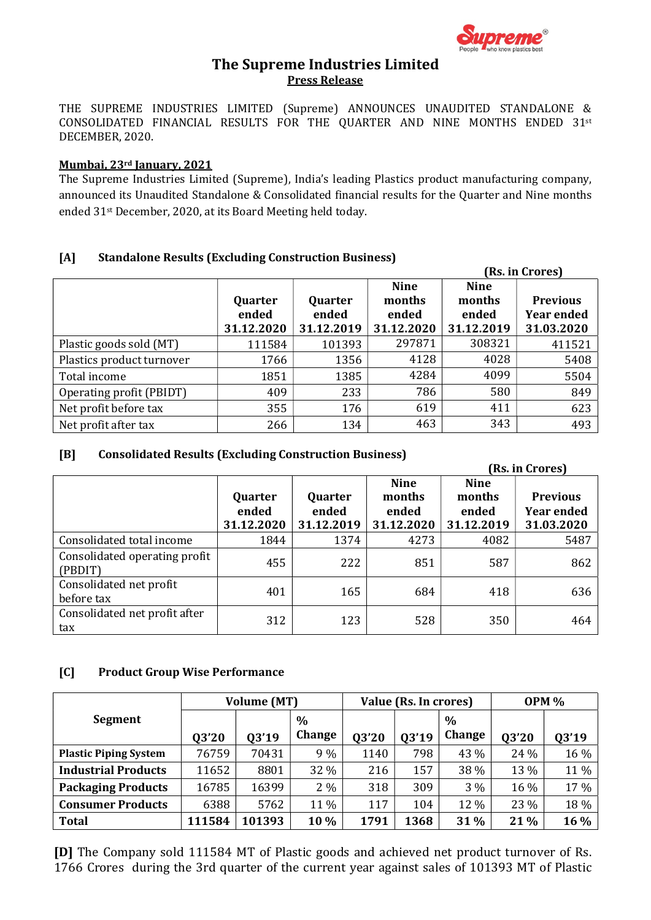# The Supreme Industries Limited

**Press Release**

THE SUPREME INDUSTRIES LIMITED (Supreme) ANNOUNCES UNAUDITED STANDALONE & CONSOLIDATED FINANCIAL RESULTS FOR THE QUARTER AND NINE MONTHS ENDED 31st DECEMBER, 2020.

**Mumbai, 23rd January, 2021**

The Supreme Industries Limited (Supreme), India's leading Plastics product manufacturing company, announced its Unaudited Standalone & Consolidated financial results for the Quarter and Nine months ended 31st December, 2020, at its Board Meeting held today.

### [A] Standalone Results (Excluding Construction Business)

**(Rs. in Crores)**

| | Quarter ended 31.12.2020 | Quarter ended 31.12.2019 | Nine months ended 31.12.2020 | Nine months ended 31.12.2019 | Previous Year ended 31.03.2020 |
|---|---|---|---|---|---|
| Plastic goods sold (MT) | 111584 | 101393 | 297871 | 308321 | 411521 |
| Plastics product turnover | 1766 | 1356 | 4128 | 4028 | 5408 |
| Total income | 1851 | 1385 | 4284 | 4099 | 5504 |
| Operating profit (PBIDT) | 409 | 233 | 786 | 580 | 849 |
| Net profit before tax | 355 | 176 | 619 | 411 | 623 |
| Net profit after tax | 266 | 134 | 463 | 343 | 493 |

### [B] Consolidated Results (Excluding Construction Business)

**(Rs. in Crores)**

| | Quarter ended 31.12.2020 | Quarter ended 31.12.2019 | Nine months ended 31.12.2020 | Nine months ended 31.12.2019 | Previous Year ended 31.03.2020 |
|---|---|---|---|---|---|
| Consolidated total income | 1844 | 1374 | 4273 | 4082 | 5487 |
| Consolidated operating profit (PBDIT) | 455 | 222 | 851 | 587 | 862 |
| Consolidated net profit before tax | 401 | 165 | 684 | 418 | 636 |
| Consolidated net profit after tax | 312 | 123 | 528 | 350 | 464 |

### [C] Product Group Wise Performance

| Segment | Volume (MT) | | | Value (Rs. In crores) | | | OPM % | |
|---|---|---|---|---|---|---|---|---|
| | Q3'20 | Q3'19 | % Change | Q3'20 | Q3'19 | % Change | Q3'20 | Q3'19 |
| **Plastic Piping System** | 76759 | 70431 | 9 % | 1140 | 798 | 43 % | 24 % | 16 % |
| **Industrial Products** | 11652 | 8801 | 32 % | 216 | 157 | 38 % | 13 % | 11 % |
| **Packaging Products** | 16785 | 16399 | 2 % | 318 | 309 | 3 % | 16 % | 17 % |
| **Consumer Products** | 6388 | 5762 | 11 % | 117 | 104 | 12 % | 23 % | 18 % |
| **Total** | **111584** | **101393** | **10 %** | **1791** | **1368** | **31 %** | **21 %** | **16 %** |

**[D]** The Company sold 111584 MT of Plastic goods and achieved net product turnover of Rs. 1766 Crores during the 3rd quarter of the current year against sales of 101393 MT of Plastic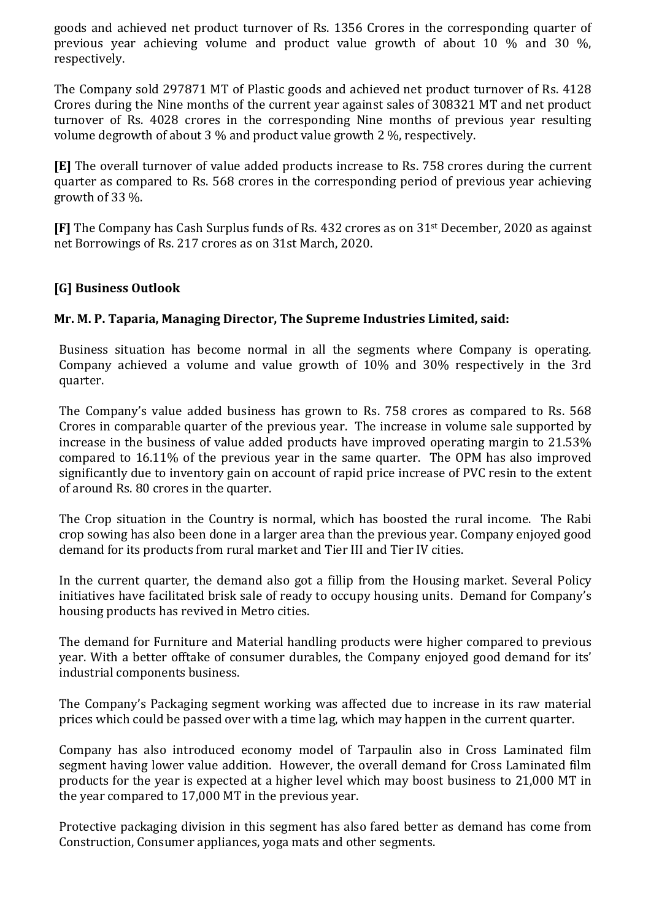goods and achieved net product turnover of Rs. 1356 Crores in the corresponding quarter of previous year achieving volume and product value growth of about 10 % and 30 %, respectively.

The Company sold 297871 MT of Plastic goods and achieved net product turnover of Rs. 4128 Crores during the Nine months of the current year against sales of 308321 MT and net product turnover of Rs. 4028 crores in the corresponding Nine months of previous year resulting volume degrowth of about 3 % and product value growth 2 %, respectively.

**[E]** The overall turnover of value added products increase to Rs. 758 crores during the current quarter as compared to Rs. 568 crores in the corresponding period of previous year achieving growth of 33 %.

**[F]** The Company has Cash Surplus funds of Rs. 432 crores as on 31st December, 2020 as against net Borrowings of Rs. 217 crores as on 31st March, 2020.

## [G] Business Outlook

**Mr. M. P. Taparia, Managing Director, The Supreme Industries Limited, said:**

Business situation has become normal in all the segments where Company is operating. Company achieved a volume and value growth of 10% and 30% respectively in the 3rd quarter.

The Company's value added business has grown to Rs. 758 crores as compared to Rs. 568 Crores in comparable quarter of the previous year. The increase in volume sale supported by increase in the business of value added products have improved operating margin to 21.53% compared to 16.11% of the previous year in the same quarter. The OPM has also improved significantly due to inventory gain on account of rapid price increase of PVC resin to the extent of around Rs. 80 crores in the quarter.

The Crop situation in the Country is normal, which has boosted the rural income. The Rabi crop sowing has also been done in a larger area than the previous year. Company enjoyed good demand for its products from rural market and Tier III and Tier IV cities.

In the current quarter, the demand also got a fillip from the Housing market. Several Policy initiatives have facilitated brisk sale of ready to occupy housing units. Demand for Company's housing products has revived in Metro cities.

The demand for Furniture and Material handling products were higher compared to previous year. With a better offtake of consumer durables, the Company enjoyed good demand for its' industrial components business.

The Company's Packaging segment working was affected due to increase in its raw material prices which could be passed over with a time lag, which may happen in the current quarter.

Company has also introduced economy model of Tarpaulin also in Cross Laminated film segment having lower value addition. However, the overall demand for Cross Laminated film products for the year is expected at a higher level which may boost business to 21,000 MT in the year compared to 17,000 MT in the previous year.

Protective packaging division in this segment has also fared better as demand has come from Construction, Consumer appliances, yoga mats and other segments.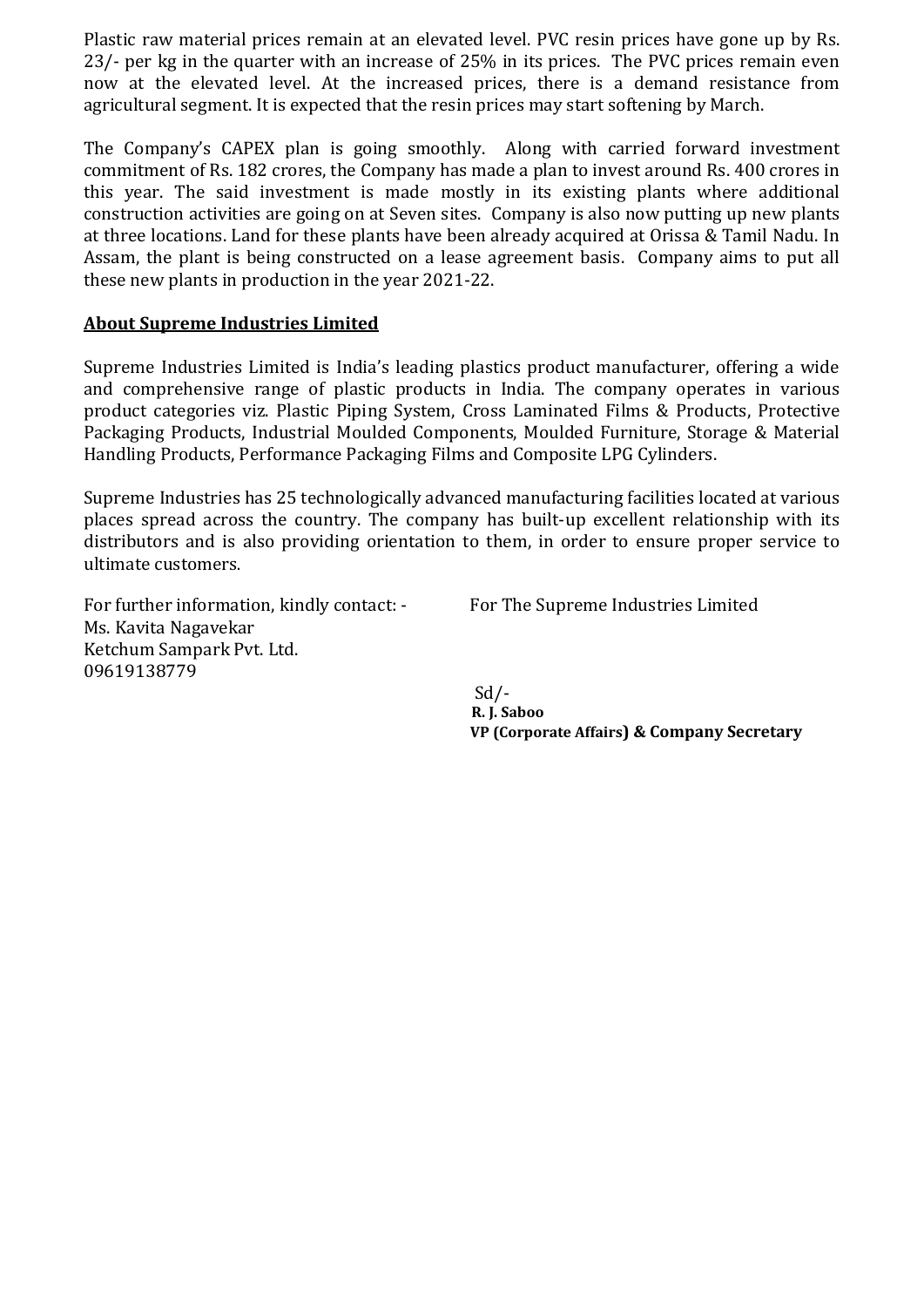Plastic raw material prices remain at an elevated level. PVC resin prices have gone up by Rs. 23/- per kg in the quarter with an increase of 25% in its prices. The PVC prices remain even now at the elevated level. At the increased prices, there is a demand resistance from agricultural segment. It is expected that the resin prices may start softening by March.

The Company's CAPEX plan is going smoothly. Along with carried forward investment commitment of Rs. 182 crores, the Company has made a plan to invest around Rs. 400 crores in this year. The said investment is made mostly in its existing plants where additional construction activities are going on at Seven sites. Company is also now putting up new plants at three locations. Land for these plants have been already acquired at Orissa & Tamil Nadu. In Assam, the plant is being constructed on a lease agreement basis. Company aims to put all these new plants in production in the year 2021-22.

## About Supreme Industries Limited

Supreme Industries Limited is India's leading plastics product manufacturer, offering a wide and comprehensive range of plastic products in India. The company operates in various product categories viz. Plastic Piping System, Cross Laminated Films & Products, Protective Packaging Products, Industrial Moulded Components, Moulded Furniture, Storage & Material Handling Products, Performance Packaging Films and Composite LPG Cylinders.

Supreme Industries has 25 technologically advanced manufacturing facilities located at various places spread across the country. The company has built-up excellent relationship with its distributors and is also providing orientation to them, in order to ensure proper service to ultimate customers.

For further information, kindly contact: -
Ms. Kavita Nagavekar
Ketchum Sampark Pvt. Ltd.
09619138779

For The Supreme Industries Limited

Sd/-
**R. J. Saboo**
**VP (Corporate Affairs) & Company Secretary**